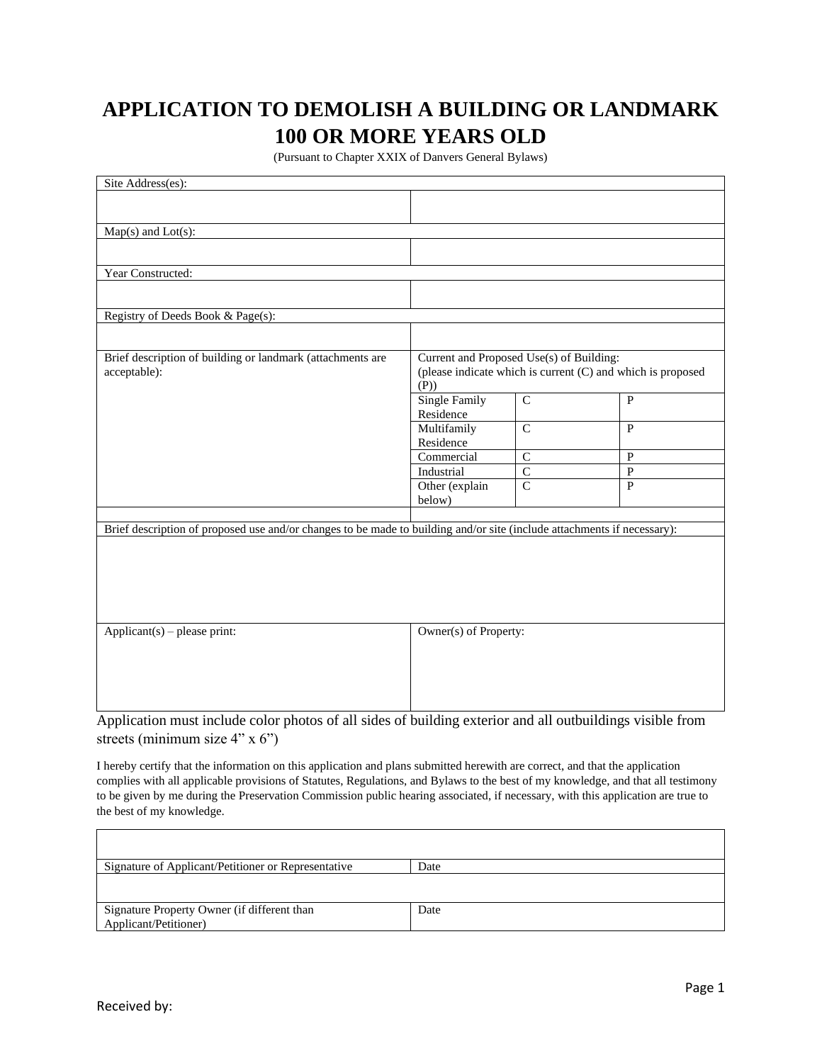# APPLICATION TO DEMOLISH A BUILDING OR LANDMARK 100 OR MORE YEARS OLD

(Pursuant to Chapter XXIX of Danvers General Bylaws)

| Site Address(es): | | | |
|---|---|---|---|
| | | | |
| Map(s) and Lot(s): | | | |
| | | | |
| Year Constructed: | | | |
| | | | |
| Registry of Deeds Book & Page(s): | | | |
| | | | |
| Brief description of building or landmark (attachments are acceptable): | Current and Proposed Use(s) of Building: (please indicate which is current (C) and which is proposed (P)) | | |
| | Single Family Residence | C | P |
| | Multifamily Residence | C | P |
| | Commercial | C | P |
| | Industrial | C | P |
| | Other (explain below) | C | P |
| | | | |
| Brief description of proposed use and/or changes to be made to building and/or site (include attachments if necessary): | | | |
| | | | |
| Applicant(s) – please print: | Owner(s) of Property: | | |

Application must include color photos of all sides of building exterior and all outbuildings visible from streets (minimum size 4" x 6")

I hereby certify that the information on this application and plans submitted herewith are correct, and that the application complies with all applicable provisions of Statutes, Regulations, and Bylaws to the best of my knowledge, and that all testimony to be given by me during the Preservation Commission public hearing associated, if necessary, with this application are true to the best of my knowledge.

| | |
|---|---|
| | |
| Signature of Applicant/Petitioner or Representative | Date |
| | |
| Signature Property Owner (if different than Applicant/Petitioner) | Date |

Received by: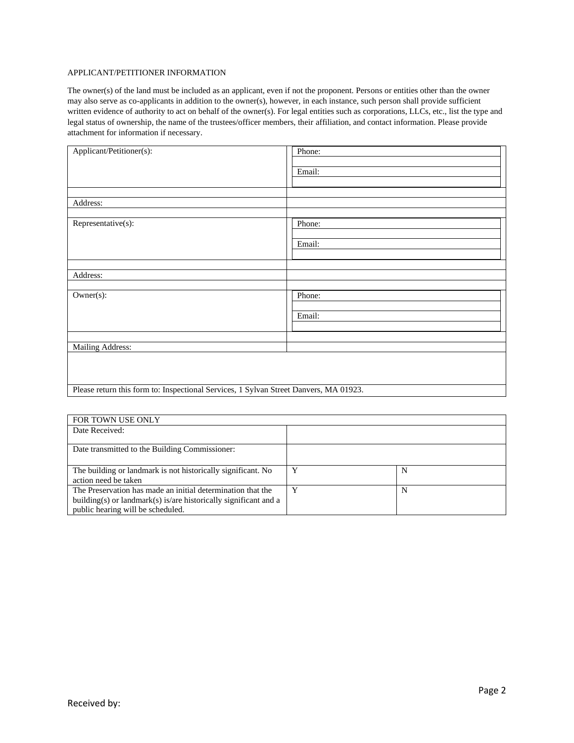APPLICANT/PETITIONER INFORMATION

The owner(s) of the land must be included as an applicant, even if not the proponent. Persons or entities other than the owner may also serve as co-applicants in addition to the owner(s), however, in each instance, such person shall provide sufficient written evidence of authority to act on behalf of the owner(s). For legal entities such as corporations, LLCs, etc., list the type and legal status of ownership, the name of the trustees/officer members, their affiliation, and contact information. Please provide attachment for information if necessary.

| | |
|---|---|
| Applicant/Petitioner(s): | Phone:<br><br>Email: |
| | |
| Address: | |
| | |
| Representative(s): | Phone:<br><br>Email: |
| | |
| Address: | |
| | |
| Owner(s): | Phone:<br><br>Email: |
| | |
| Mailing Address: | |
| | |
| Please return this form to: Inspectional Services, 1 Sylvan Street Danvers, MA 01923. | |

| FOR TOWN USE ONLY | | |
|---|---|---|
| Date Received: | | |
| Date transmitted to the Building Commissioner: | | |
| The building or landmark is not historically significant. No action need be taken | Y | N |
| The Preservation has made an initial determination that the building(s) or landmark(s) is/are historically significant and a public hearing will be scheduled. | Y | N |

Received by: